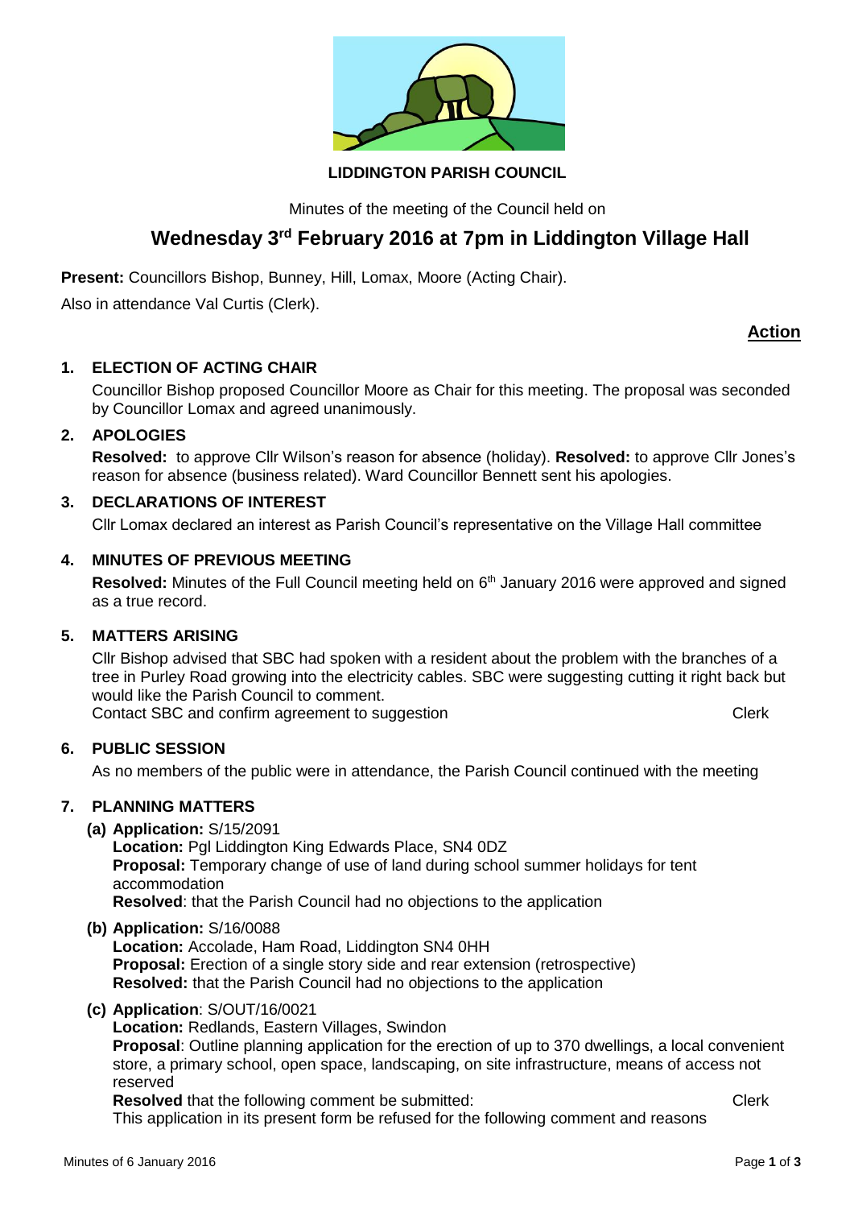**LIDDINGTON PARISH COUNCIL**

Minutes of the meeting of the Council held on

# Wednesday 3rd February 2016 at 7pm in Liddington Village Hall

**Present:** Councillors Bishop, Bunney, Hill, Lomax, Moore (Acting Chair).

Also in attendance Val Curtis (Clerk).

**Action**

**1. ELECTION OF ACTING CHAIR**

Councillor Bishop proposed Councillor Moore as Chair for this meeting. The proposal was seconded by Councillor Lomax and agreed unanimously.

**2. APOLOGIES**

**Resolved:** to approve Cllr Wilson's reason for absence (holiday). **Resolved:** to approve Cllr Jones's reason for absence (business related). Ward Councillor Bennett sent his apologies.

**3. DECLARATIONS OF INTEREST**

Cllr Lomax declared an interest as Parish Council's representative on the Village Hall committee

**4. MINUTES OF PREVIOUS MEETING**

**Resolved:** Minutes of the Full Council meeting held on 6th January 2016 were approved and signed as a true record.

**5. MATTERS ARISING**

Cllr Bishop advised that SBC had spoken with a resident about the problem with the branches of a tree in Purley Road growing into the electricity cables. SBC were suggesting cutting it right back but would like the Parish Council to comment.

Contact SBC and confirm agreement to suggestion — Clerk

**6. PUBLIC SESSION**

As no members of the public were in attendance, the Parish Council continued with the meeting

**7. PLANNING MATTERS**

**(a) Application:** S/15/2091
**Location:** Pgl Liddington King Edwards Place, SN4 0DZ
**Proposal:** Temporary change of use of land during school summer holidays for tent accommodation
**Resolved**: that the Parish Council had no objections to the application

**(b) Application:** S/16/0088
**Location:** Accolade, Ham Road, Liddington SN4 0HH
**Proposal:** Erection of a single story side and rear extension (retrospective)
**Resolved:** that the Parish Council had no objections to the application

**(c) Application**: S/OUT/16/0021
**Location:** Redlands, Eastern Villages, Swindon
**Proposal**: Outline planning application for the erection of up to 370 dwellings, a local convenient store, a primary school, open space, landscaping, on site infrastructure, means of access not reserved
**Resolved** that the following comment be submitted: — Clerk
This application in its present form be refused for the following comment and reasons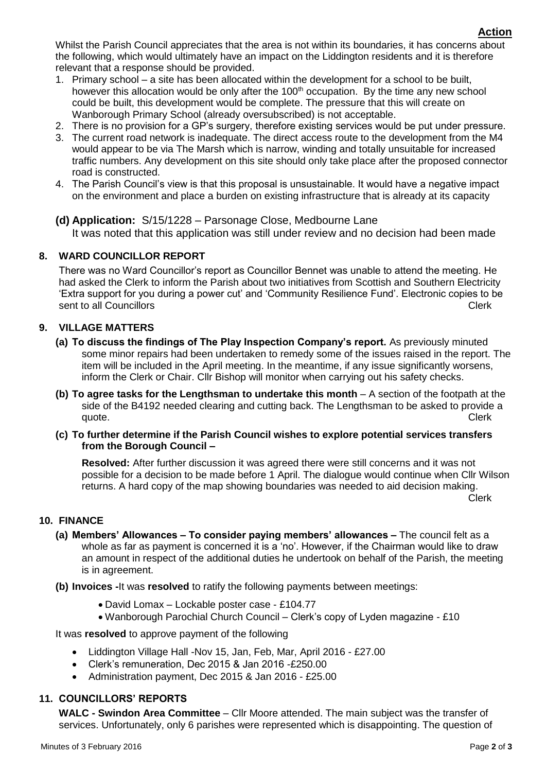**Action**

Whilst the Parish Council appreciates that the area is not within its boundaries, it has concerns about the following, which would ultimately have an impact on the Liddington residents and it is therefore relevant that a response should be provided.

1. Primary school – a site has been allocated within the development for a school to be built, however this allocation would be only after the 100th occupation. By the time any new school could be built, this development would be complete. The pressure that this will create on Wanborough Primary School (already oversubscribed) is not acceptable.
2. There is no provision for a GP's surgery, therefore existing services would be put under pressure.
3. The current road network is inadequate. The direct access route to the development from the M4 would appear to be via The Marsh which is narrow, winding and totally unsuitable for increased traffic numbers. Any development on this site should only take place after the proposed connector road is constructed.
4. The Parish Council's view is that this proposal is unsustainable. It would have a negative impact on the environment and place a burden on existing infrastructure that is already at its capacity

**(d) Application:** S/15/1228 – Parsonage Close, Medbourne Lane
It was noted that this application was still under review and no decision had been made

## 8. WARD COUNCILLOR REPORT

There was no Ward Councillor's report as Councillor Bennet was unable to attend the meeting. He had asked the Clerk to inform the Parish about two initiatives from Scottish and Southern Electricity 'Extra support for you during a power cut' and 'Community Resilience Fund'. Electronic copies to be sent to all Councillors — Clerk

## 9. VILLAGE MATTERS

**(a) To discuss the findings of The Play Inspection Company's report.** As previously minuted some minor repairs had been undertaken to remedy some of the issues raised in the report. The item will be included in the April meeting. In the meantime, if any issue significantly worsens, inform the Clerk or Chair. Cllr Bishop will monitor when carrying out his safety checks.

**(b) To agree tasks for the Lengthsman to undertake this month** – A section of the footpath at the side of the B4192 needed clearing and cutting back. The Lengthsman to be asked to provide a quote. — Clerk

**(c) To further determine if the Parish Council wishes to explore potential services transfers from the Borough Council –**

**Resolved:** After further discussion it was agreed there were still concerns and it was not possible for a decision to be made before 1 April. The dialogue would continue when Cllr Wilson returns. A hard copy of the map showing boundaries was needed to aid decision making. — Clerk

## 10. FINANCE

**(a) Members' Allowances – To consider paying members' allowances –** The council felt as a whole as far as payment is concerned it is a 'no'. However, if the Chairman would like to draw an amount in respect of the additional duties he undertook on behalf of the Parish, the meeting is in agreement.

**(b) Invoices -**It was **resolved** to ratify the following payments between meetings:

- David Lomax – Lockable poster case - £104.77
- Wanborough Parochial Church Council – Clerk's copy of Lyden magazine - £10

It was **resolved** to approve payment of the following

- Liddington Village Hall -Nov 15, Jan, Feb, Mar, April 2016 - £27.00
- Clerk's remuneration, Dec 2015 & Jan 2016 -£250.00
- Administration payment, Dec 2015 & Jan 2016 - £25.00

## 11. COUNCILLORS' REPORTS

**WALC - Swindon Area Committee** – Cllr Moore attended. The main subject was the transfer of services. Unfortunately, only 6 parishes were represented which is disappointing. The question of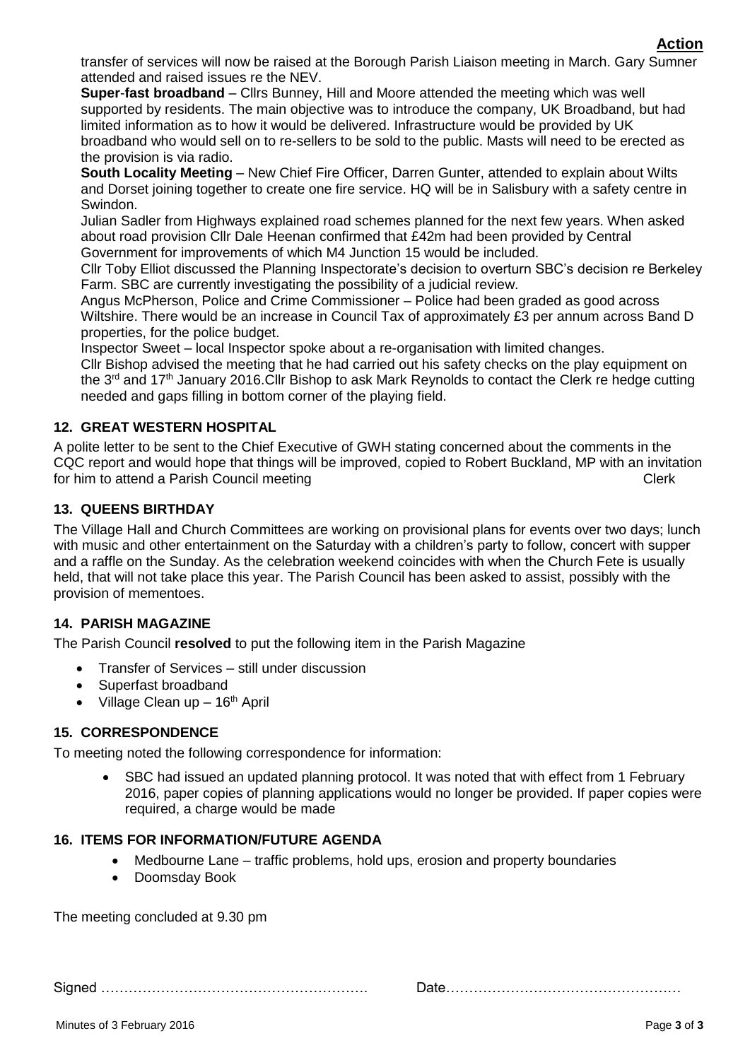**Action**

transfer of services will now be raised at the Borough Parish Liaison meeting in March. Gary Sumner attended and raised issues re the NEV.

**Super-fast broadband** – Cllrs Bunney, Hill and Moore attended the meeting which was well supported by residents. The main objective was to introduce the company, UK Broadband, but had limited information as to how it would be delivered. Infrastructure would be provided by UK broadband who would sell on to re-sellers to be sold to the public. Masts will need to be erected as the provision is via radio.

**South Locality Meeting** – New Chief Fire Officer, Darren Gunter, attended to explain about Wilts and Dorset joining together to create one fire service. HQ will be in Salisbury with a safety centre in Swindon.

Julian Sadler from Highways explained road schemes planned for the next few years. When asked about road provision Cllr Dale Heenan confirmed that £42m had been provided by Central Government for improvements of which M4 Junction 15 would be included.

Cllr Toby Elliot discussed the Planning Inspectorate's decision to overturn SBC's decision re Berkeley Farm. SBC are currently investigating the possibility of a judicial review.

Angus McPherson, Police and Crime Commissioner – Police had been graded as good across Wiltshire. There would be an increase in Council Tax of approximately £3 per annum across Band D properties, for the police budget.

Inspector Sweet – local Inspector spoke about a re-organisation with limited changes.

Cllr Bishop advised the meeting that he had carried out his safety checks on the play equipment on the 3rd and 17th January 2016.Cllr Bishop to ask Mark Reynolds to contact the Clerk re hedge cutting needed and gaps filling in bottom corner of the playing field.

## 12. GREAT WESTERN HOSPITAL

A polite letter to be sent to the Chief Executive of GWH stating concerned about the comments in the CQC report and would hope that things will be improved, copied to Robert Buckland, MP with an invitation for him to attend a Parish Council meeting — Clerk

## 13. QUEENS BIRTHDAY

The Village Hall and Church Committees are working on provisional plans for events over two days; lunch with music and other entertainment on the Saturday with a children's party to follow, concert with supper and a raffle on the Sunday. As the celebration weekend coincides with when the Church Fete is usually held, that will not take place this year. The Parish Council has been asked to assist, possibly with the provision of mementoes.

## 14. PARISH MAGAZINE

The Parish Council **resolved** to put the following item in the Parish Magazine

- Transfer of Services – still under discussion
- Superfast broadband
- Village Clean up – 16th April

## 15. CORRESPONDENCE

To meeting noted the following correspondence for information:

- SBC had issued an updated planning protocol. It was noted that with effect from 1 February 2016, paper copies of planning applications would no longer be provided. If paper copies were required, a charge would be made

## 16. ITEMS FOR INFORMATION/FUTURE AGENDA

- Medbourne Lane – traffic problems, hold ups, erosion and property boundaries
- Doomsday Book

The meeting concluded at 9.30 pm

Signed …………………………………………………  Date……………………………………………